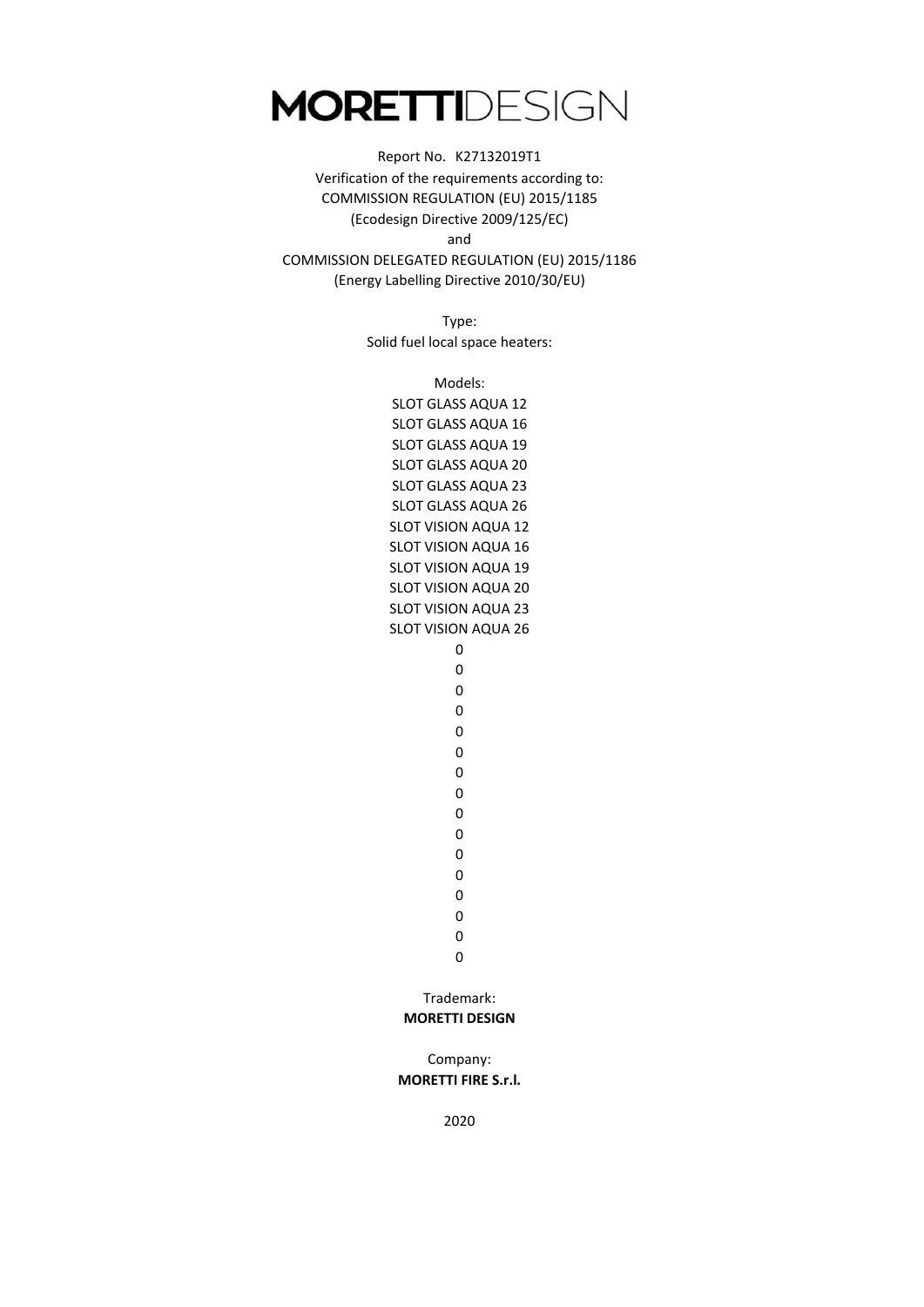# MORETTIDESIGN

Report No. K27132019T1
Verification of the requirements according to:
COMMISSION REGULATION (EU) 2015/1185
(Ecodesign Directive 2009/125/EC)
and
COMMISSION DELEGATED REGULATION (EU) 2015/1186
(Energy Labelling Directive 2010/30/EU)

Type:
Solid fuel local space heaters:

Models:
SLOT GLASS AQUA 12
SLOT GLASS AQUA 16
SLOT GLASS AQUA 19
SLOT GLASS AQUA 20
SLOT GLASS AQUA 23
SLOT GLASS AQUA 26
SLOT VISION AQUA 12
SLOT VISION AQUA 16
SLOT VISION AQUA 19
SLOT VISION AQUA 20
SLOT VISION AQUA 23
SLOT VISION AQUA 26
0
0
0
0
0
0
0
0
0
0
0
0
0
0
0
0

Trademark:
**MORETTI DESIGN**

Company:
**MORETTI FIRE S.r.l.**

2020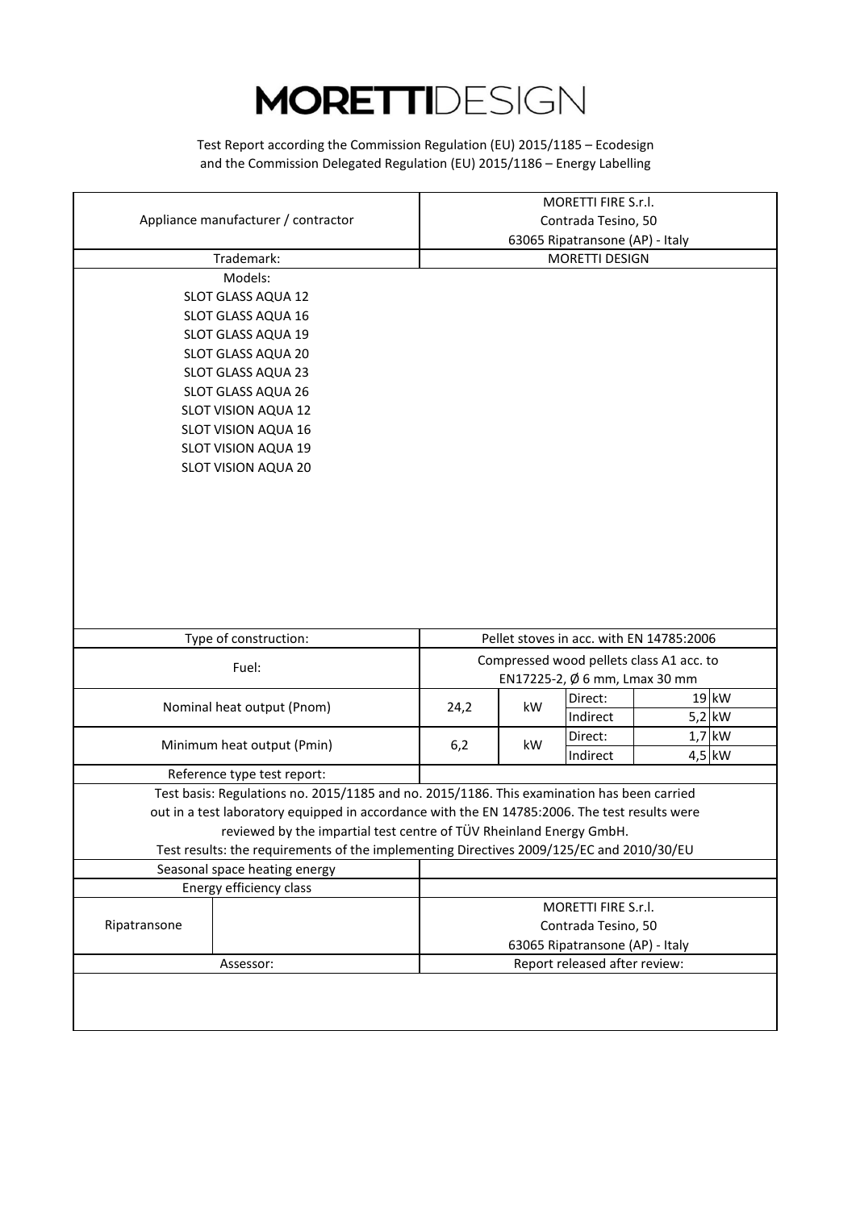# MORETTIDESIGN

Test Report according the Commission Regulation (EU) 2015/1185 – Ecodesign
and the Commission Delegated Regulation (EU) 2015/1186 – Energy Labelling

| Appliance manufacturer / contractor | MORETTI FIRE S.r.l.<br>Contrada Tesino, 50<br>63065 Ripatransone (AP) - Italy | | | |
|---|---|---|---|---|
| Trademark: | MORETTI DESIGN | | | |
| Models:<br>SLOT GLASS AQUA 12<br>SLOT GLASS AQUA 16<br>SLOT GLASS AQUA 19<br>SLOT GLASS AQUA 20<br>SLOT GLASS AQUA 23<br>SLOT GLASS AQUA 26<br>SLOT VISION AQUA 12<br>SLOT VISION AQUA 16<br>SLOT VISION AQUA 19<br>SLOT VISION AQUA 20 | | | | |
| Type of construction: | Pellet stoves in acc. with EN 14785:2006 | | | |
| Fuel: | Compressed wood pellets class A1 acc. to EN17225-2, Ø 6 mm, Lmax 30 mm | | | |
| Nominal heat output (Pnom) | 24,2 | kW | Direct: | 19 kW |
| | | | Indirect | 5,2 kW |
| Minimum heat output (Pmin) | 6,2 | kW | Direct: | 1,7 kW |
| | | | Indirect | 4,5 kW |
| Reference type test report: | | | | |
| Test basis: Regulations no. 2015/1185 and no. 2015/1186. This examination has been carried out in a test laboratory equipped in accordance with the EN 14785:2006. The test results were reviewed by the impartial test centre of TÜV Rheinland Energy GmbH.<br>Test results: the requirements of the implementing Directives 2009/125/EC and 2010/30/EU | | | | |
| Seasonal space heating energy | | | | |
| Energy efficiency class | | | | |
| Ripatransone | MORETTI FIRE S.r.l.<br>Contrada Tesino, 50<br>63065 Ripatransone (AP) - Italy | | | |
| Assessor: | Report released after review: | | | |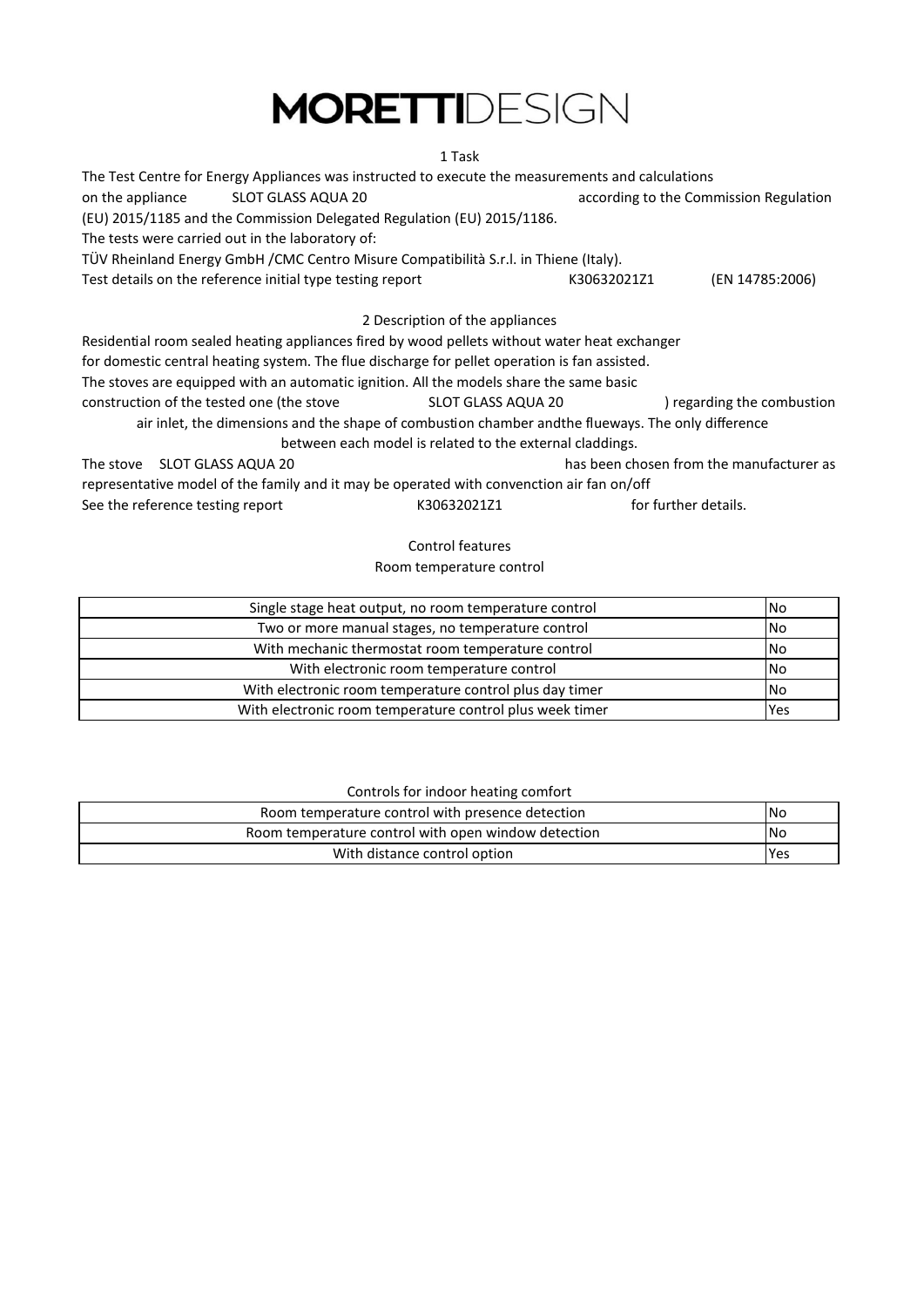# MORETTIDESIGN

## 1 Task

The Test Centre for Energy Appliances was instructed to execute the measurements and calculations on the appliance SLOT GLASS AQUA 20 according to the Commission Regulation (EU) 2015/1185 and the Commission Delegated Regulation (EU) 2015/1186.

The tests were carried out in the laboratory of:

TÜV Rheinland Energy GmbH /CMC Centro Misure Compatibilità S.r.l. in Thiene (Italy).

Test details on the reference initial type testing report K30632021Z1 (EN 14785:2006)

## 2 Description of the appliances

Residential room sealed heating appliances fired by wood pellets without water heat exchanger for domestic central heating system. The flue discharge for pellet operation is fan assisted. The stoves are equipped with an automatic ignition. All the models share the same basic construction of the tested one (the stove SLOT GLASS AQUA 20 ) regarding the combustion air inlet, the dimensions and the shape of combustion chamber andthe flueways. The only difference between each model is related to the external claddings.

The stove SLOT GLASS AQUA 20 has been chosen from the manufacturer as representative model of the family and it may be operated with convenction air fan on/off

See the reference testing report K30632021Z1 for further details.

### Control features

Room temperature control

| Room temperature control | |
|---|---|
| Single stage heat output, no room temperature control | No |
| Two or more manual stages, no temperature control | No |
| With mechanic thermostat room temperature control | No |
| With electronic room temperature control | No |
| With electronic room temperature control plus day timer | No |
| With electronic room temperature control plus week timer | Yes |

Controls for indoor heating comfort

| Controls for indoor heating comfort | |
|---|---|
| Room temperature control with presence detection | No |
| Room temperature control with open window detection | No |
| With distance control option | Yes |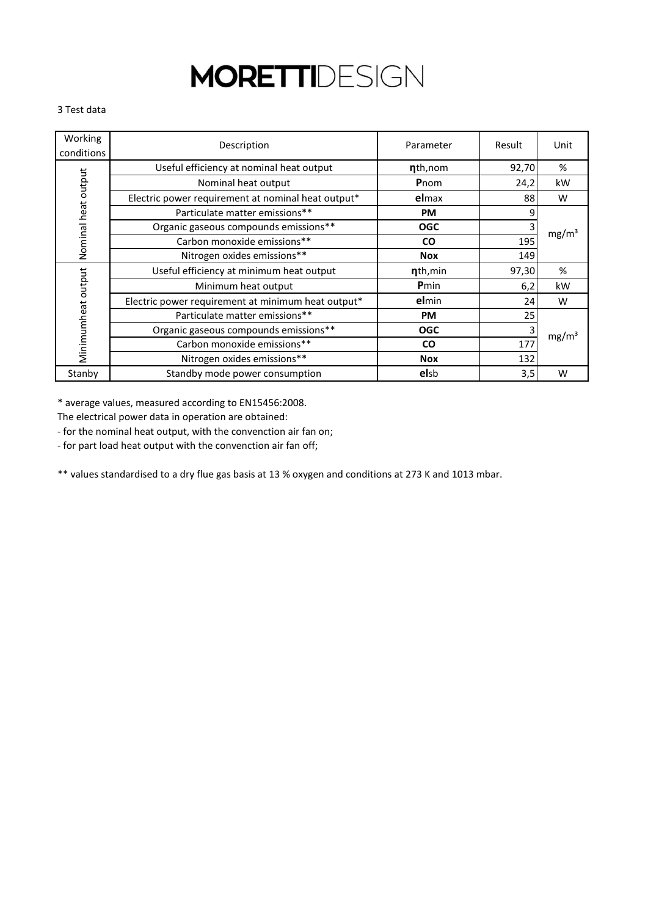# MORETTIDESIGN

3 Test data

| Working conditions | Description | Parameter | Result | Unit |
|---|---|---|---|---|
| Nominal heat output | Useful efficiency at nominal heat output | **η**th,nom | 92,70 | % |
| | Nominal heat output | **P**nom | 24,2 | kW |
| | Electric power requirement at nominal heat output* | **el**max | 88 | W |
| | Particulate matter emissions** | **PM** | 9 | mg/m³ |
| | Organic gaseous compounds emissions** | **OGC** | 3 | |
| | Carbon monoxide emissions** | **CO** | 195 | |
| | Nitrogen oxides emissions** | **Nox** | 149 | |
| Minimumheat output | Useful efficiency at minimum heat output | **η**th,min | 97,30 | % |
| | Minimum heat output | **P**min | 6,2 | kW |
| | Electric power requirement at minimum heat output* | **el**min | 24 | W |
| | Particulate matter emissions** | **PM** | 25 | mg/m³ |
| | Organic gaseous compounds emissions** | **OGC** | 3 | |
| | Carbon monoxide emissions** | **CO** | 177 | |
| | Nitrogen oxides emissions** | **Nox** | 132 | |
| Stanby | Standby mode power consumption | **el**sb | 3,5 | W |

* average values, measured according to EN15456:2008.
The electrical power data in operation are obtained:
- for the nominal heat output, with the convenction air fan on;
- for part load heat output with the convenction air fan off;

** values standardised to a dry flue gas basis at 13 % oxygen and conditions at 273 K and 1013 mbar.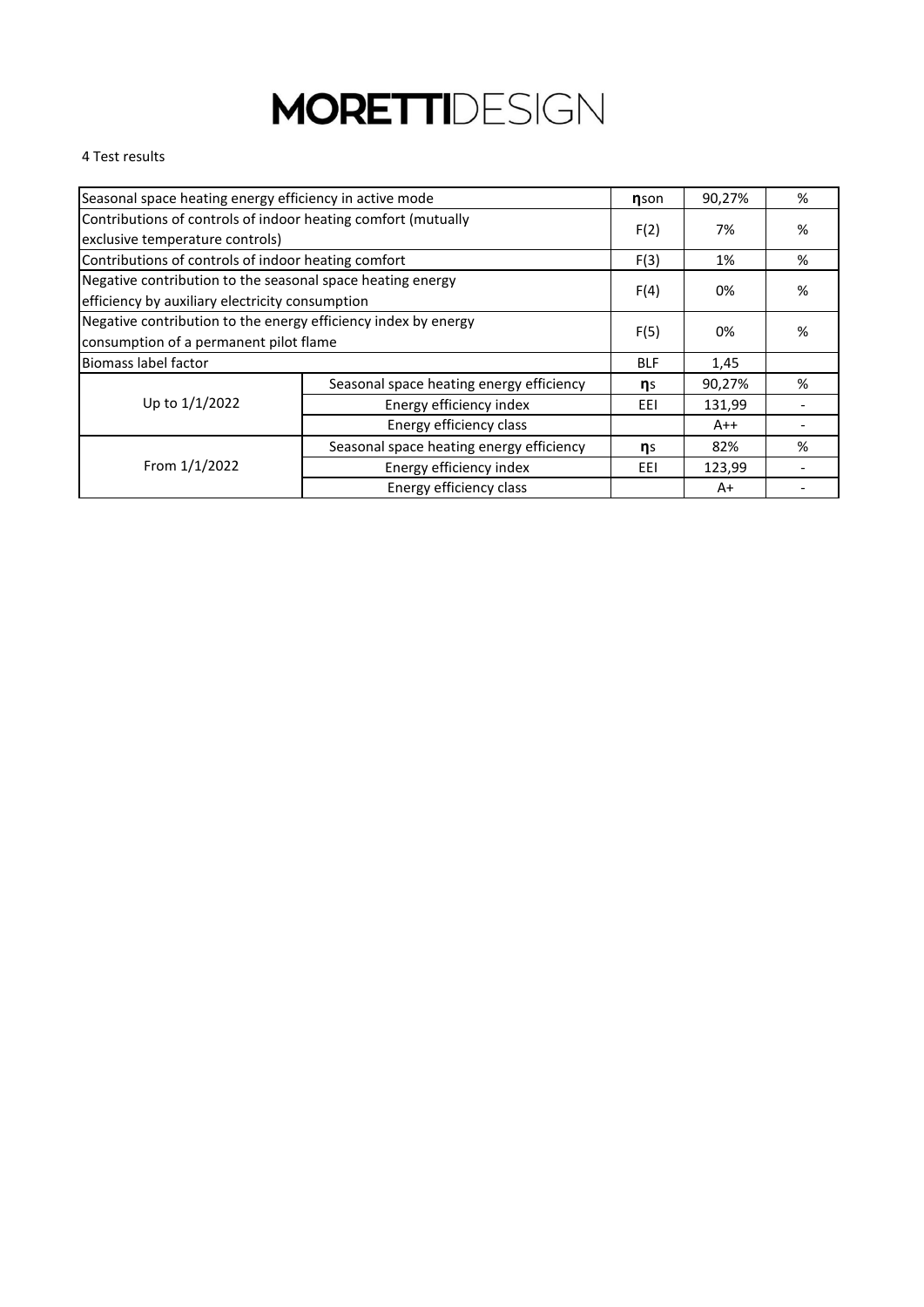# MORETTIDESIGN

4 Test results

| | | | | |
|---|---|---|---|---|
| Seasonal space heating energy efficiency in active mode | | ηson | 90,27% | % |
| Contributions of controls of indoor heating comfort (mutually exclusive temperature controls) | | F(2) | 7% | % |
| Contributions of controls of indoor heating comfort | | F(3) | 1% | % |
| Negative contribution to the seasonal space heating energy efficiency by auxiliary electricity consumption | | F(4) | 0% | % |
| Negative contribution to the energy efficiency index by energy consumption of a permanent pilot flame | | F(5) | 0% | % |
| Biomass label factor | | BLF | 1,45 | |
| Up to 1/1/2022 | Seasonal space heating energy efficiency | ηs | 90,27% | % |
| | Energy efficiency index | EEI | 131,99 | - |
| | Energy efficiency class | | A++ | - |
| From 1/1/2022 | Seasonal space heating energy efficiency | ηs | 82% | % |
| | Energy efficiency index | EEI | 123,99 | - |
| | Energy efficiency class | | A+ | - |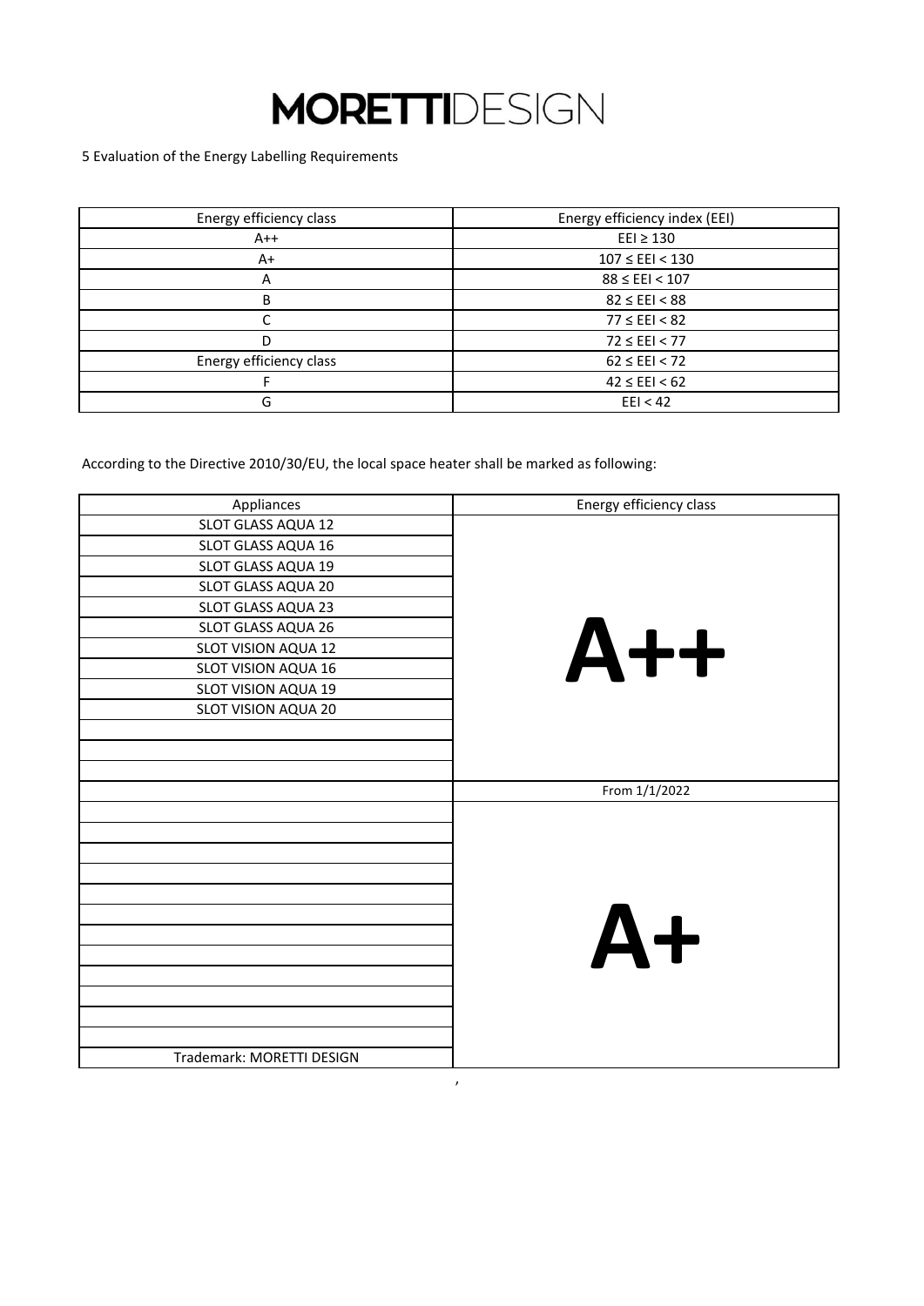# MORETTIDESIGN

5 Evaluation of the Energy Labelling Requirements

| Energy efficiency class | Energy efficiency index (EEI) |
|---|---|
| A++ | EEI ≥ 130 |
| A+ | 107 ≤ EEI < 130 |
| A | 88 ≤ EEI < 107 |
| B | 82 ≤ EEI < 88 |
| C | 77 ≤ EEI < 82 |
| D | 72 ≤ EEI < 77 |
| Energy efficiency class | 62 ≤ EEI < 72 |
| F | 42 ≤ EEI < 62 |
| G | EEI < 42 |

According to the Directive 2010/30/EU, the local space heater shall be marked as following:

| Appliances | Energy efficiency class |
|---|---|
| SLOT GLASS AQUA 12 | A++ |
| SLOT GLASS AQUA 16 | |
| SLOT GLASS AQUA 19 | |
| SLOT GLASS AQUA 20 | |
| SLOT GLASS AQUA 23 | |
| SLOT GLASS AQUA 26 | |
| SLOT VISION AQUA 12 | |
| SLOT VISION AQUA 16 | |
| SLOT VISION AQUA 19 | |
| SLOT VISION AQUA 20 | |
| | |
| | |
| | |
| | From 1/1/2022 |
| | A+ |
| | |
| | |
| | |
| | |
| | |
| | |
| | |
| | |
| | |
| | |
| | |
| Trademark: MORETTI DESIGN | |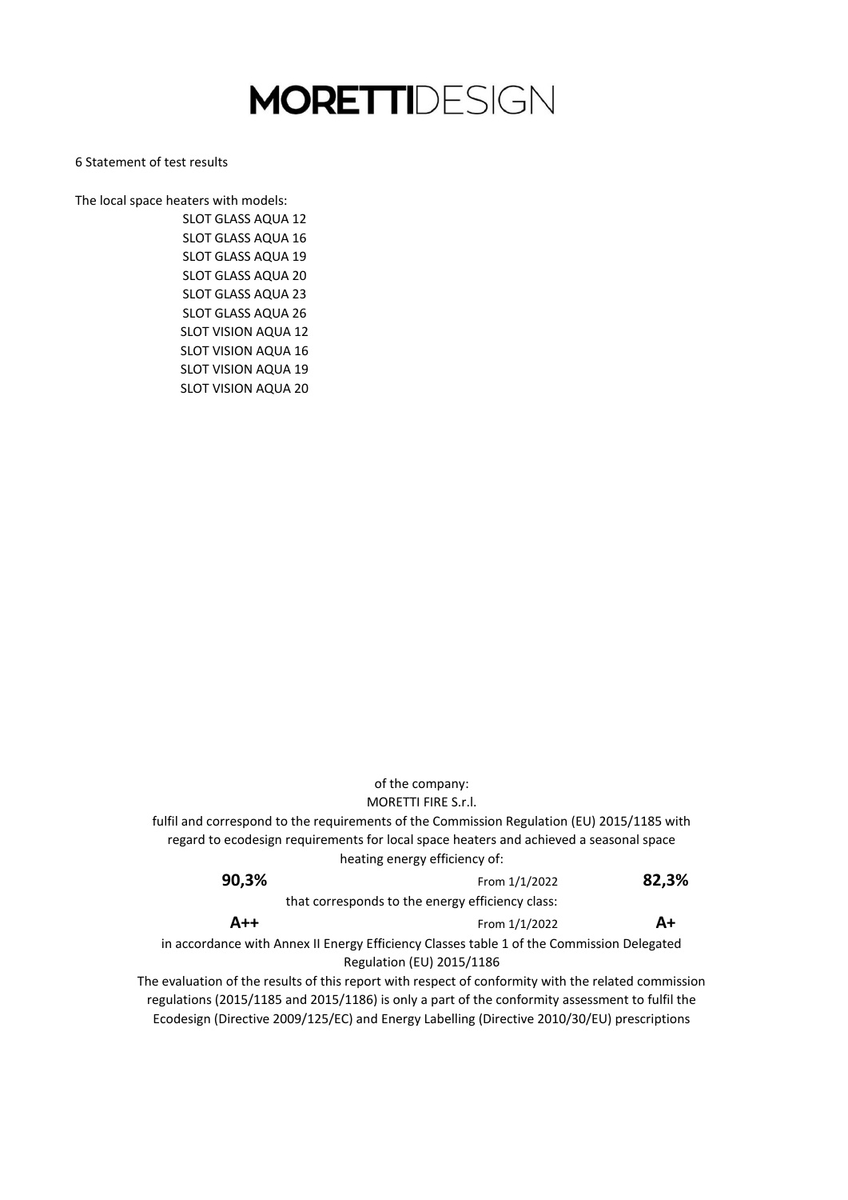# MORETTIDESIGN

6 Statement of test results

The local space heaters with models:

SLOT GLASS AQUA 12
SLOT GLASS AQUA 16
SLOT GLASS AQUA 19
SLOT GLASS AQUA 20
SLOT GLASS AQUA 23
SLOT GLASS AQUA 26
SLOT VISION AQUA 12
SLOT VISION AQUA 16
SLOT VISION AQUA 19
SLOT VISION AQUA 20

of the company:
MORETTI FIRE S.r.l.

fulfil and correspond to the requirements of the Commission Regulation (EU) 2015/1185 with regard to ecodesign requirements for local space heaters and achieved a seasonal space heating energy efficiency of:

| **90,3%** | From 1/1/2022 | **82,3%** |
|---|---|---|

that corresponds to the energy efficiency class:

| **A++** | From 1/1/2022 | **A+** |
|---|---|---|

in accordance with Annex II Energy Efficiency Classes table 1 of the Commission Delegated Regulation (EU) 2015/1186

The evaluation of the results of this report with respect of conformity with the related commission regulations (2015/1185 and 2015/1186) is only a part of the conformity assessment to fulfil the Ecodesign (Directive 2009/125/EC) and Energy Labelling (Directive 2010/30/EU) prescriptions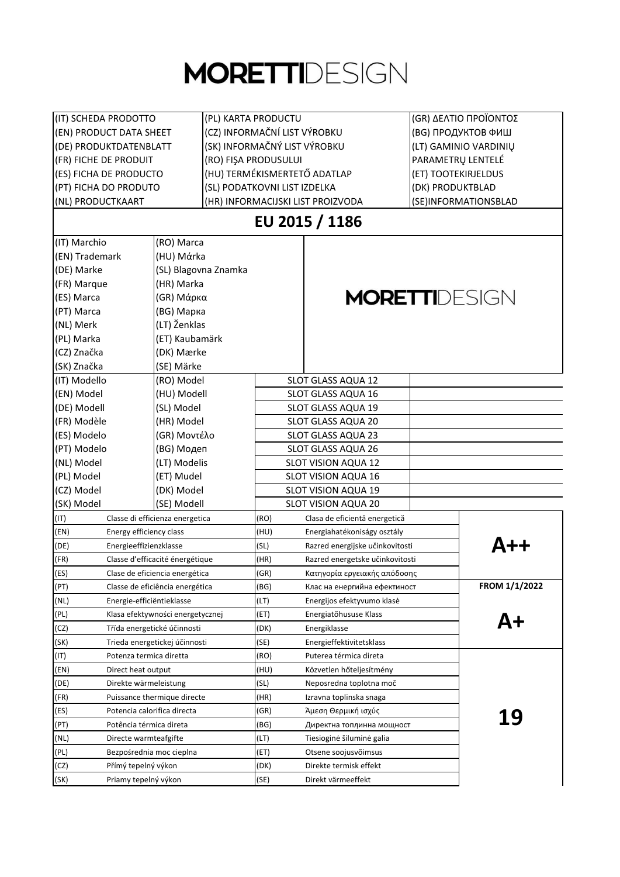# MORETTIDESIGN

| | | |
|---|---|---|
| (IT) SCHEDA PRODOTTO | (PL) KARTA PRODUCTU | (GR) ΔΕΛΤΙΟ ΠΡΟΪΟΝΤΟΣ |
| (EN) PRODUCT DATA SHEET | (CZ) INFORMAČNÍ LIST VÝROBKU | (BG) ПРОДУКТОВ ФИШ |
| (DE) PRODUKTDATENBLATT | (SK) INFORMAČNÝ LIST VÝROBKU | (LT) GAMINIO VARDINIŲ PARAMETRŲ LENTELĖ |
| (FR) FICHE DE PRODUIT | (RO) FIŞA PRODUSULUI | (ET) TOOTEKIRJELDUS |
| (ES) FICHA DE PRODUCTO | (HU) TERMÉKISMERTETŐ ADATLAP | (DK) PRODUKTBLAD |
| (PT) FICHA DO PRODUTO | (SL) PODATKOVNI LIST IZDELKA | (SE)INFORMATIONSBLAD |
| (NL) PRODUCTKAART | (HR) INFORMACIJSKI LIST PROIZVODA | |

## EU 2015 / 1186

| | | |
|---|---|---|
| (IT) Marchio<br>(EN) Trademark<br>(DE) Marke<br>(FR) Marque<br>(ES) Marca<br>(PT) Marca<br>(NL) Merk<br>(PL) Marka<br>(CZ) Značka<br>(SK) Značka | (RO) Marca<br>(HU) Márka<br>(SL) Blagovna Znamka<br>(HR) Marka<br>(GR) Μάρκα<br>(BG) Марка<br>(LT) Ženklas<br>(ET) Kaubamärk<br>(DK) Mærke<br>(SE) Märke | MORETTIDESIGN |
| (IT) Modello<br>(EN) Model<br>(DE) Modell<br>(FR) Modèle<br>(ES) Modelo<br>(PT) Modelo<br>(NL) Model<br>(PL) Model<br>(CZ) Model<br>(SK) Model | (RO) Model<br>(HU) Modell<br>(SL) Model<br>(HR) Model<br>(GR) Μοντέλο<br>(BG) Модел<br>(LT) Modelis<br>(ET) Mudel<br>(DK) Model<br>(SE) Modell | SLOT GLASS AQUA 12<br>SLOT GLASS AQUA 16<br>SLOT GLASS AQUA 19<br>SLOT GLASS AQUA 20<br>SLOT GLASS AQUA 23<br>SLOT GLASS AQUA 26<br>SLOT VISION AQUA 12<br>SLOT VISION AQUA 16<br>SLOT VISION AQUA 19<br>SLOT VISION AQUA 20 |

| | | | | |
|---|---|---|---|---|
| (IT) | Classe di efficienza energetica | (RO) | Clasa de eficientă energetică | **A++** |
| (EN) | Energy efficiency class | (HU) | Energiahatékonisägy osztály | |
| (DE) | Energieeffizienzklasse | (SL) | Razred energijske učinkovitosti | |
| (FR) | Classe d'efficacité énergétique | (HR) | Razred energetske učinkovitosti | |
| (ES) | Clase de eficiencia energética | (GR) | Κατηγορία εργειακής απόδοσης | |
| (PT) | Classe de eficiência energética | (BG) | Клас на енергийна ефективност | **FROM 1/1/2022** |
| (NL) | Energie-efficiëntieklasse | (LT) | Energijos efektyvumo klasė | **A+** |
| (PL) | Klasa efektywności energetycznej | (ET) | Energiatõhususe Klass | |
| (CZ) | Třída energetické účinnosti | (DK) | Energiklasse | |
| (SK) | Trieda energetickej účinnosti | (SE) | Energieffektivitetsklass | |
| (IT) | Potenza termica diretta | (RO) | Puterea térmica direta | **19** |
| (EN) | Direct heat output | (HU) | Közvetlen hőteljesítmény | |
| (DE) | Direkte wärmeleistung | (SL) | Neposredna toplotna moč | |
| (FR) | Puissance thermique directe | (HR) | Izravna toplinska snaga | |
| (ES) | Potencia calorifica directa | (GR) | Άμεση Θερμική ισχύς | |
| (PT) | Potência térmica direta | (BG) | Директна топлинна мощност | |
| (NL) | Directe warmteafgifte | (LT) | Tiesioginė šiluminė galia | |
| (PL) | Bezpośrednia moc cieplna | (ET) | Otsene soojusvõimsus | |
| (CZ) | Přímý tepelný výkon | (DK) | Direkte termisk effekt | |
| (SK) | Priamy tepelný výkon | (SE) | Direkt värmeeffekt | |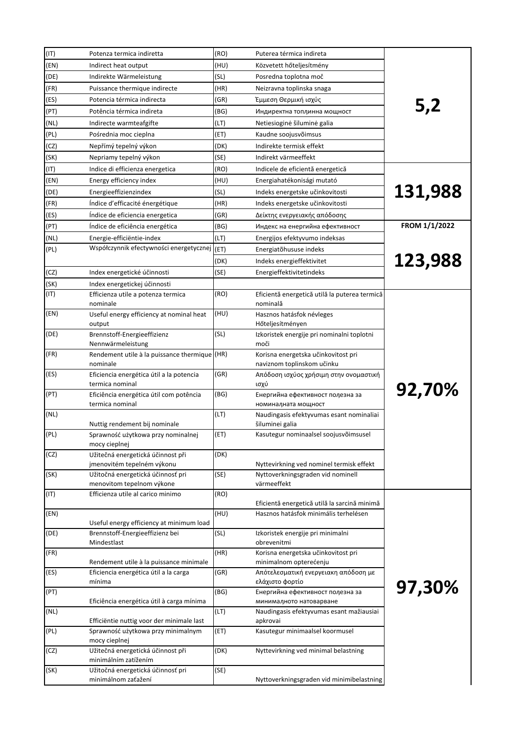| | | | | |
|---|---|---|---|---|
| (IT) | Potenza termica indiretta | (RO) | Puterea térmica indireta | **5,2** |
| (EN) | Indirect heat output | (HU) | Közvetett hőteljesítmény | |
| (DE) | Indirekte Wärmeleistung | (SL) | Posredna toplotna moč | |
| (FR) | Puissance thermique indirecte | (HR) | Neizravna toplinska snaga | |
| (ES) | Potencia térmica indirecta | (GR) | Έμμεση Θερμική ισχύς | |
| (PT) | Potência térmica indireta | (BG) | Индиректна топлинна мощност | |
| (NL) | Indirecte warmteafgifte | (LT) | Netiesioginė šiluminė galia | |
| (PL) | Pośrednia moc cieplna | (ET) | Kaudne soojusvõimsus | |
| (CZ) | Nepřímý tepelný výkon | (DK) | Indirekte termisk effekt | |
| (SK) | Nepriamy tepelný výkon | (SE) | Indirekt värmeeffekt | |
| (IT) | Indice di efficienza energetica | (RO) | Indicele de eficientă energetică | **131,988** |
| (EN) | Energy efficiency index | (HU) | Energiahatékonisági mutató | |
| (DE) | Energieeffizienzindex | (SL) | Indeks energetske učinkovitosti | |
| (FR) | Índice d'efficacité énergétique | (HR) | Indeks energetske učinkovitosti | |
| (ES) | Índice de eficiencia energetica | (GR) | Δείκτης ενεργειακής απόδοσης | |
| (PT) | Índice de eficiência energética | (BG) | Индекс на енергийна ефективност | **FROM 1/1/2022** |
| (NL) | Energie-efficiëntie-index | (LT) | Energijos efektyvumo indeksas | **123,988** |
| (PL) | Współczynnik efectywności energetycznej | (ET) | Energiatõhususe indeks | |
| | | (DK) | Indeks energieffektivitet | |
| (CZ) | Index energetické účinnosti | (SE) | Energieffektivitetindeks | |
| (SK) | Index energetickej účinnosti | | | |
| (IT) | Efficienza utile a potenza termica nominale | (RO) | Eficientă energetică utilă la puterea termică nominală | **92,70%** |
| (EN) | Useful energy efficiency at nominal heat output | (HU) | Hasznos hatásfok névleges Hőteljesítményen | |
| (DE) | Brennstoff-Energieeffizienz Nennwärmeleistung | (SL) | Izkoristek energije pri nominalni toplotni moči | |
| (FR) | Rendement utile à la puissance thermique nominale | (HR) | Korisna energetska učinkovitost pri naviznom toplinskom učinku | |
| (ES) | Eficiencia energética útil a la potencia termica nominal | (GR) | Απόδοση ισχύος χρήσιμη στην ονομαστική ισχύ | |
| (PT) | Eficiência energética útil com potência termica nominal | (BG) | Енергийна ефективност полезна за номиналната мощност | |
| (NL) | Nuttig rendement bij nominale | (LT) | Naudingasis efektyvumas esant nominaliai šiluminei galia | |
| (PL) | Sprawność użytkowa przy nominalnej mocy cieplnej | (ET) | Kasutegur nominaalsel soojusvõimsusel | |
| (CZ) | Užitečná energetická účinnost při jmenovitém tepelném výkonu | (DK) | Nyttevirkning ved nominel termisk effekt | |
| (SK) | Užitočná energetická účinnosť pri menovitom tepelnom výkone | (SE) | Nyttoverkningsgraden vid nominell värmeeffekt | |
| (IT) | Efficienza utile al carico minimo | (RO) | Eficientă energetică utilă la sarcină minimă | **97,30%** |
| (EN) | Useful energy efficiency at minimum load | (HU) | Hasznos hatásfok minimális terhelésen | |
| (DE) | Brennstoff-Energieeffizienz bei Mindestlast | (SL) | Izkoristek energije pri minimalni obrevenitmi | |
| (FR) | Rendement utile à la puissance minimale | (HR) | Korisna energetska učinkovitost pri minimalnom opterećenju | |
| (ES) | Eficiencia energética útil a la carga mínima | (GR) | Απότελεσματική ενεργειακη απόδοση με ελάχιστο φορτίο | |
| (PT) | Eficiência energética útil à carga mínima | (BG) | Енергийна ефективност полезна за минималното натоварване | |
| (NL) | Efficiëntie nuttig voor der minimale last | (LT) | Naudingasis efektyvumas esant mažiausiai apkrovai | |
| (PL) | Sprawność użytkowa przy minimalnym mocy cieplnej | (ET) | Kasutegur minimaalsel koormusel | |
| (CZ) | Užitečná energetická účinnost při minimálním zatížením | (DK) | Nyttevirkning ved minimal belastning | |
| (SK) | Užitočná energetická účinnosť pri minimálnom zaťažení | (SE) | Nyttoverkningsgraden vid minimibelastning | |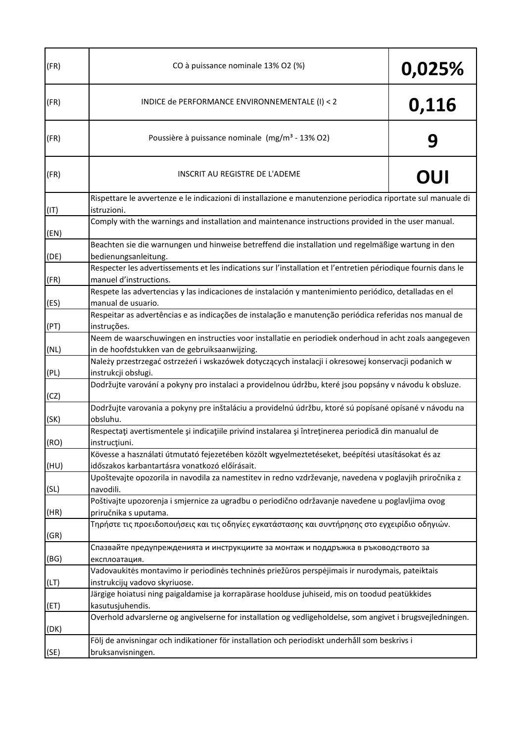| | | |
|---|---|---|
| (FR) | CO à puissance nominale 13% O2 (%) | **0,025%** |
| (FR) | INDICE de PERFORMANCE ENVIRONNEMENTALE (I) < 2 | **0,116** |
| (FR) | Poussière à puissance nominale (mg/m³ - 13% O2) | **9** |
| (FR) | INSCRIT AU REGISTRE DE L'ADEME | **OUI** |
| (IT) | Rispettare le avvertenze e le indicazioni di installazione e manutenzione periodica riportate sul manuale di istruzioni. | |
| (EN) | Comply with the warnings and installation and maintenance instructions provided in the user manual. | |
| (DE) | Beachten sie die warnungen und hinweise betreffend die installation und regelmäßige wartung in den bedienungsanleitung. | |
| (FR) | Respecter les advertissements et les indications sur l'installation et l'entretien périodique fournis dans le manuel d'instructions. | |
| (ES) | Respete las advertencias y las indicaciones de instalación y mantenimiento periódico, detalladas en el manual de usuario. | |
| (PT) | Respeitar as advertências e as indicações de instalação e manutenção periódica referidas nos manual de instruções. | |
| (NL) | Neem de waarschuwingen en instructies voor installatie en periodiek onderhoud in acht zoals aangegeven in de hoofdstukken van de gebruiksaanwijzing. | |
| (PL) | Należy przestrzegać ostrzeżeń i wskazówek dotyczących instalacji i okresowej konserwacji podanich w instrukcji obsługi. | |
| (CZ) | Dodržujte varování a pokyny pro instalaci a providelnou údržbu, které jsou popsány v návodu k obsluze. | |
| (SK) | Dodržujte varovania a pokyny pre inštaláciu a providelnú údržbu, ktoré sú popísané opísané v návodu na obsluhu. | |
| (RO) | Respectaţi avertismentele şi indicaţiile privind instalarea şi întreţinerea periodică din manualul de instrucţiuni. | |
| (HU) | Kövesse a használati útmutató fejezetében közölt wgyelmeztetéseket, beépítési utasításokat és az időszakos karbantartásra vonatkozó előírásait. | |
| (SL) | Upoštevajte opozorila in navodila za namestitev in redno vzdrževanje, navedena v poglavjih priročnika z navodili. | |
| (HR) | Poštivajte upozorenja i smjernice za ugradbu o periodično održavanje navedene u poglavljima ovog priručnika s uputama. | |
| (GR) | Τηρήστε τις προειδοποιήσεις και τις οδηγίες εγκατάστασης και συντήρησης στο εγχειρίδιο οδηγιών. | |
| (BG) | Спазвайте предупрежденията и инструкциите за монтаж и поддръжка в ръководството за експлоатация. | |
| (LT) | Vadovaukitės montavimo ir periodinės techninės priežiūros perspėjimais ir nurodymais, pateiktais instrukcijų vadovo skyriuose. | |
| (ET) | Järgige hoiatusi ning paigaldamise ja korrapärase hoolduse juhiseid, mis on toodud peatükkides kasutusjuhendis. | |
| (DK) | Overhold advarslerne og angivelserne for installation og vedligeholdelse, som angivet i brugsvejledningen. | |
| (SE) | Följ de anvisningar och indikationer för installation och periodiskt underhåll som beskrivs i bruksanvisningen. | |